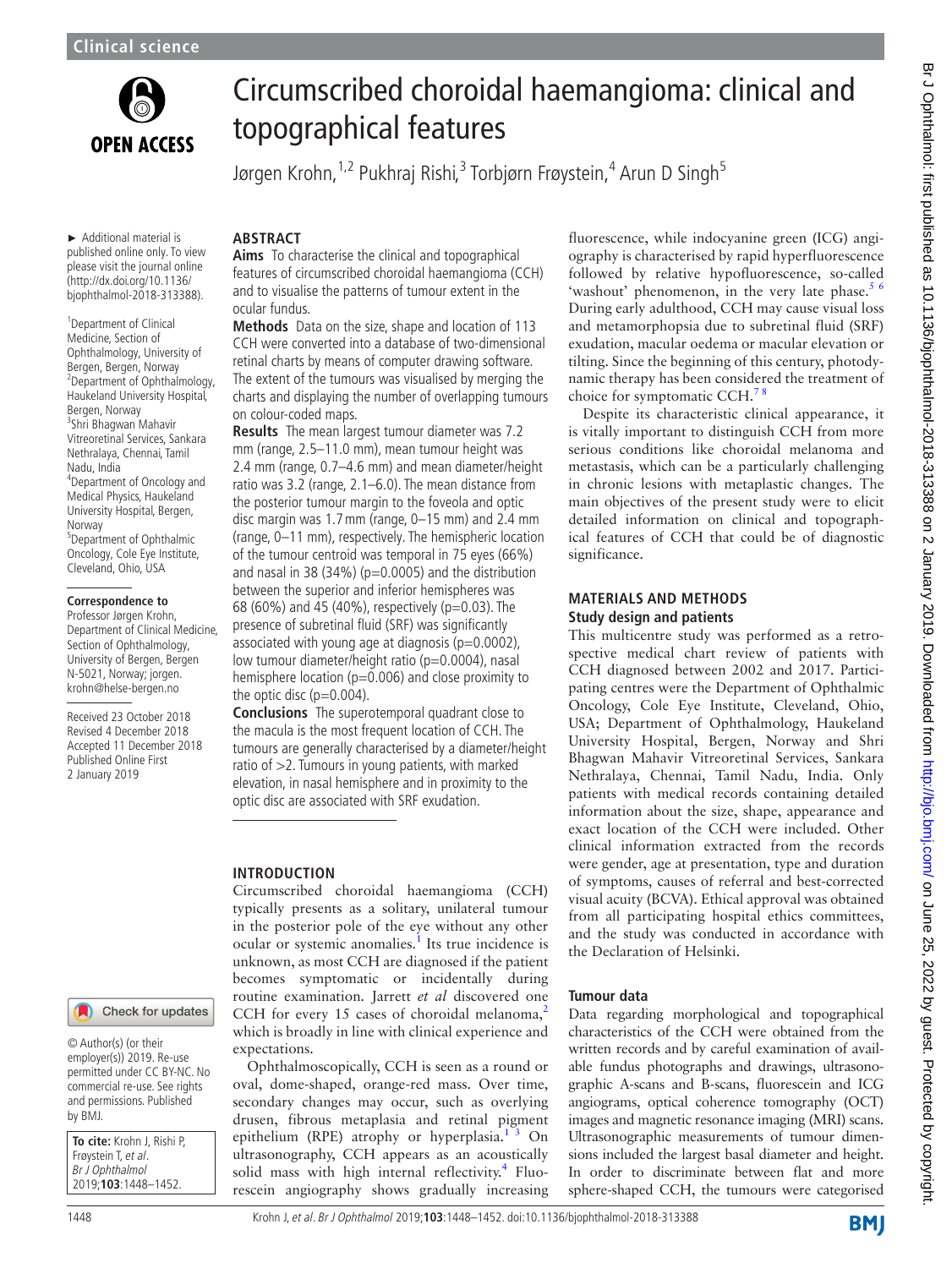# Circumscribed choroidal haemangioma: clinical and topographical features

Jørgen Krohn,[1,2] Pukhraj Rishi,[3] Torbjørn Frøystein,[4] Arun D Singh[5]

► Additional material is published online only. To view please visit the journal online (http://dx.doi.org/10.1136/bjophthalmol-2018-313388).

[1]Department of Clinical Medicine, Section of Ophthalmology, University of Bergen, Bergen, Norway
[2]Department of Ophthalmology, Haukeland University Hospital, Bergen, Norway
[3]Shri Bhagwan Mahavir Vitreoretinal Services, Sankara Nethralaya, Chennai, Tamil Nadu, India
[4]Department of Oncology and Medical Physics, Haukeland University Hospital, Bergen, Norway
[5]Department of Ophthalmic Oncology, Cole Eye Institute, Cleveland, Ohio, USA

**Correspondence to**
Professor Jørgen Krohn, Department of Clinical Medicine, Section of Ophthalmology, University of Bergen, Bergen N-5021, Norway; jorgen.krohn@helse-bergen.no

Received 23 October 2018
Revised 4 December 2018
Accepted 11 December 2018
Published Online First 2 January 2019

© Author(s) (or their employer(s)) 2019. Re-use permitted under CC BY-NC. No commercial re-use. See rights and permissions. Published by BMJ.

**To cite:** Krohn J, Rishi P, Frøystein T, *et al*. *Br J Ophthalmol* 2019;**103**:1448–1452.

## ABSTRACT

**Aims** To characterise the clinical and topographical features of circumscribed choroidal haemangioma (CCH) and to visualise the patterns of tumour extent in the ocular fundus.

**Methods** Data on the size, shape and location of 113 CCH were converted into a database of two-dimensional retinal charts by means of computer drawing software. The extent of the tumours was visualised by merging the charts and displaying the number of overlapping tumours on colour-coded maps.

**Results** The mean largest tumour diameter was 7.2 mm (range, 2.5–11.0 mm), mean tumour height was 2.4 mm (range, 0.7–4.6 mm) and mean diameter/height ratio was 3.2 (range, 2.1–6.0). The mean distance from the posterior tumour margin to the foveola and optic disc margin was 1.7 mm (range, 0–15 mm) and 2.4 mm (range, 0–11 mm), respectively. The hemispheric location of the tumour centroid was temporal in 75 eyes (66%) and nasal in 38 (34%) ($p=0.0005$) and the distribution between the superior and inferior hemispheres was 68 (60%) and 45 (40%), respectively ($p=0.03$). The presence of subretinal fluid (SRF) was significantly associated with young age at diagnosis ($p=0.0002$), low tumour diameter/height ratio ($p=0.0004$), nasal hemisphere location ($p=0.006$) and close proximity to the optic disc ($p=0.004$).

**Conclusions** The superotemporal quadrant close to the macula is the most frequent location of CCH. The tumours are generally characterised by a diameter/height ratio of >2. Tumours in young patients, with marked elevation, in nasal hemisphere and in proximity to the optic disc are associated with SRF exudation.

## INTRODUCTION

Circumscribed choroidal haemangioma (CCH) typically presents as a solitary, unilateral tumour in the posterior pole of the eye without any other ocular or systemic anomalies.[1] Its true incidence is unknown, as most CCH are diagnosed if the patient becomes symptomatic or incidentally during routine examination. Jarrett *et al* discovered one CCH for every 15 cases of choroidal melanoma,[2] which is broadly in line with clinical experience and expectations.

Ophthalmoscopically, CCH is seen as a round or oval, dome-shaped, orange-red mass. Over time, secondary changes may occur, such as overlying drusen, fibrous metaplasia and retinal pigment epithelium (RPE) atrophy or hyperplasia.[1,3] On ultrasonography, CCH appears as an acoustically solid mass with high internal reflectivity.[4] Fluorescein angiography shows gradually increasing fluorescence, while indocyanine green (ICG) angiography is characterised by rapid hyperfluorescence followed by relative hypofluorescence, so-called 'washout' phenomenon, in the very late phase.[5,6] During early adulthood, CCH may cause visual loss and metamorphopsia due to subretinal fluid (SRF) exudation, macular oedema or macular elevation or tilting. Since the beginning of this century, photodynamic therapy has been considered the treatment of choice for symptomatic CCH.[7,8]

Despite its characteristic clinical appearance, it is vitally important to distinguish CCH from more serious conditions like choroidal melanoma and metastasis, which can be a particularly challenging in chronic lesions with metaplastic changes. The main objectives of the present study were to elicit detailed information on clinical and topographical features of CCH that could be of diagnostic significance.

## MATERIALS AND METHODS

### Study design and patients

This multicentre study was performed as a retrospective medical chart review of patients with CCH diagnosed between 2002 and 2017. Participating centres were the Department of Ophthalmic Oncology, Cole Eye Institute, Cleveland, Ohio, USA; Department of Ophthalmology, Haukeland University Hospital, Bergen, Norway and Shri Bhagwan Mahavir Vitreoretinal Services, Sankara Nethralaya, Chennai, Tamil Nadu, India. Only patients with medical records containing detailed information about the size, shape, appearance and exact location of the CCH were included. Other clinical information extracted from the records were gender, age at presentation, type and duration of symptoms, causes of referral and best-corrected visual acuity (BCVA). Ethical approval was obtained from all participating hospital ethics committees, and the study was conducted in accordance with the Declaration of Helsinki.

### Tumour data

Data regarding morphological and topographical characteristics of the CCH were obtained from the written records and by careful examination of available fundus photographs and drawings, ultrasonographic A-scans and B-scans, fluorescein and ICG angiograms, optical coherence tomography (OCT) images and magnetic resonance imaging (MRI) scans. Ultrasonographic measurements of tumour dimensions included the largest basal diameter and height. In order to discriminate between flat and more sphere-shaped CCH, the tumours were categorised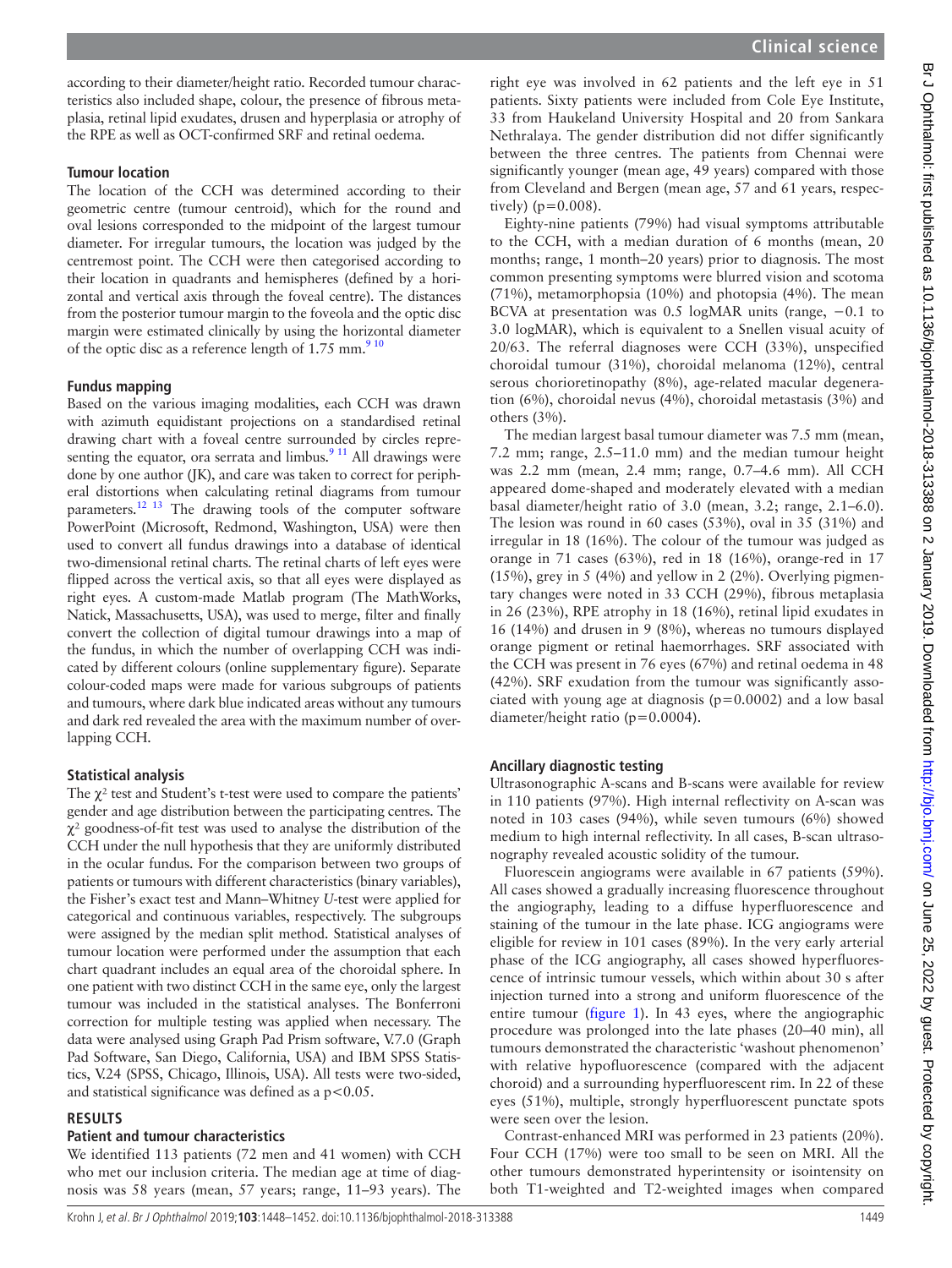according to their diameter/height ratio. Recorded tumour characteristics also included shape, colour, the presence of fibrous metaplasia, retinal lipid exudates, drusen and hyperplasia or atrophy of the RPE as well as OCT-confirmed SRF and retinal oedema.

### Tumour location

The location of the CCH was determined according to their geometric centre (tumour centroid), which for the round and oval lesions corresponded to the midpoint of the largest tumour diameter. For irregular tumours, the location was judged by the centremost point. The CCH were then categorised according to their location in quadrants and hemispheres (defined by a horizontal and vertical axis through the foveal centre). The distances from the posterior tumour margin to the foveola and the optic disc margin were estimated clinically by using the horizontal diameter of the optic disc as a reference length of 1.75 mm.[9 10]

### Fundus mapping

Based on the various imaging modalities, each CCH was drawn with azimuth equidistant projections on a standardised retinal drawing chart with a foveal centre surrounded by circles representing the equator, ora serrata and limbus.[9 11] All drawings were done by one author (JK), and care was taken to correct for peripheral distortions when calculating retinal diagrams from tumour parameters.[12 13] The drawing tools of the computer software PowerPoint (Microsoft, Redmond, Washington, USA) were then used to convert all fundus drawings into a database of identical two-dimensional retinal charts. The retinal charts of left eyes were flipped across the vertical axis, so that all eyes were displayed as right eyes. A custom-made Matlab program (The MathWorks, Natick, Massachusetts, USA), was used to merge, filter and finally convert the collection of digital tumour drawings into a map of the fundus, in which the number of overlapping CCH was indicated by different colours (online supplementary figure). Separate colour-coded maps were made for various subgroups of patients and tumours, where dark blue indicated areas without any tumours and dark red revealed the area with the maximum number of overlapping CCH.

### Statistical analysis

The $\chi^2$ test and Student's t-test were used to compare the patients' gender and age distribution between the participating centres. The $\chi^2$ goodness-of-fit test was used to analyse the distribution of the CCH under the null hypothesis that they are uniformly distributed in the ocular fundus. For the comparison between two groups of patients or tumours with different characteristics (binary variables), the Fisher's exact test and Mann–Whitney *U*-test were applied for categorical and continuous variables, respectively. The subgroups were assigned by the median split method. Statistical analyses of tumour location were performed under the assumption that each chart quadrant includes an equal area of the choroidal sphere. In one patient with two distinct CCH in the same eye, only the largest tumour was included in the statistical analyses. The Bonferroni correction for multiple testing was applied when necessary. The data were analysed using Graph Pad Prism software, V.7.0 (Graph Pad Software, San Diego, California, USA) and IBM SPSS Statistics, V.24 (SPSS, Chicago, Illinois, USA). All tests were two-sided, and statistical significance was defined as a $p<0.05$.

## RESULTS

### Patient and tumour characteristics

We identified 113 patients (72 men and 41 women) with CCH who met our inclusion criteria. The median age at time of diagnosis was 58 years (mean, 57 years; range, 11–93 years). The right eye was involved in 62 patients and the left eye in 51 patients. Sixty patients were included from Cole Eye Institute, 33 from Haukeland University Hospital and 20 from Sankara Nethralaya. The gender distribution did not differ significantly between the three centres. The patients from Chennai were significantly younger (mean age, 49 years) compared with those from Cleveland and Bergen (mean age, 57 and 61 years, respectively) ($p=0.008$).

Eighty-nine patients (79%) had visual symptoms attributable to the CCH, with a median duration of 6 months (mean, 20 months; range, 1 month–20 years) prior to diagnosis. The most common presenting symptoms were blurred vision and scotoma (71%), metamorphopsia (10%) and photopsia (4%). The mean BCVA at presentation was 0.5 logMAR units (range, −0.1 to 3.0 logMAR), which is equivalent to a Snellen visual acuity of 20/63. The referral diagnoses were CCH (33%), unspecified choroidal tumour (31%), choroidal melanoma (12%), central serous chorioretinopathy (8%), age-related macular degeneration (6%), choroidal nevus (4%), choroidal metastasis (3%) and others (3%).

The median largest basal tumour diameter was 7.5 mm (mean, 7.2 mm; range, 2.5–11.0 mm) and the median tumour height was 2.2 mm (mean, 2.4 mm; range, 0.7–4.6 mm). All CCH appeared dome-shaped and moderately elevated with a median basal diameter/height ratio of 3.0 (mean, 3.2; range, 2.1–6.0). The lesion was round in 60 cases (53%), oval in 35 (31%) and irregular in 18 (16%). The colour of the tumour was judged as orange in 71 cases (63%), red in 18 (16%), orange-red in 17 (15%), grey in 5 (4%) and yellow in 2 (2%). Overlying pigmentary changes were noted in 33 CCH (29%), fibrous metaplasia in 26 (23%), RPE atrophy in 18 (16%), retinal lipid exudates in 16 (14%) and drusen in 9 (8%), whereas no tumours displayed orange pigment or retinal haemorrhages. SRF associated with the CCH was present in 76 eyes (67%) and retinal oedema in 48 (42%). SRF exudation from the tumour was significantly associated with young age at diagnosis ($p=0.0002$) and a low basal diameter/height ratio ($p=0.0004$).

### Ancillary diagnostic testing

Ultrasonographic A-scans and B-scans were available for review in 110 patients (97%). High internal reflectivity on A-scan was noted in 103 cases (94%), while seven tumours (6%) showed medium to high internal reflectivity. In all cases, B-scan ultrasonography revealed acoustic solidity of the tumour.

Fluorescein angiograms were available in 67 patients (59%). All cases showed a gradually increasing fluorescence throughout the angiography, leading to a diffuse hyperfluorescence and staining of the tumour in the late phase. ICG angiograms were eligible for review in 101 cases (89%). In the very early arterial phase of the ICG angiography, all cases showed hyperfluorescence of intrinsic tumour vessels, which within about 30 s after injection turned into a strong and uniform fluorescence of the entire tumour (figure 1). In 43 eyes, where the angiographic procedure was prolonged into the late phases (20–40 min), all tumours demonstrated the characteristic 'washout phenomenon' with relative hypofluorescence (compared with the adjacent choroid) and a surrounding hyperfluorescent rim. In 22 of these eyes (51%), multiple, strongly hyperfluorescent punctate spots were seen over the lesion.

Contrast-enhanced MRI was performed in 23 patients (20%). Four CCH (17%) were too small to be seen on MRI. All the other tumours demonstrated hyperintensity or isointensity on both T1-weighted and T2-weighted images when compared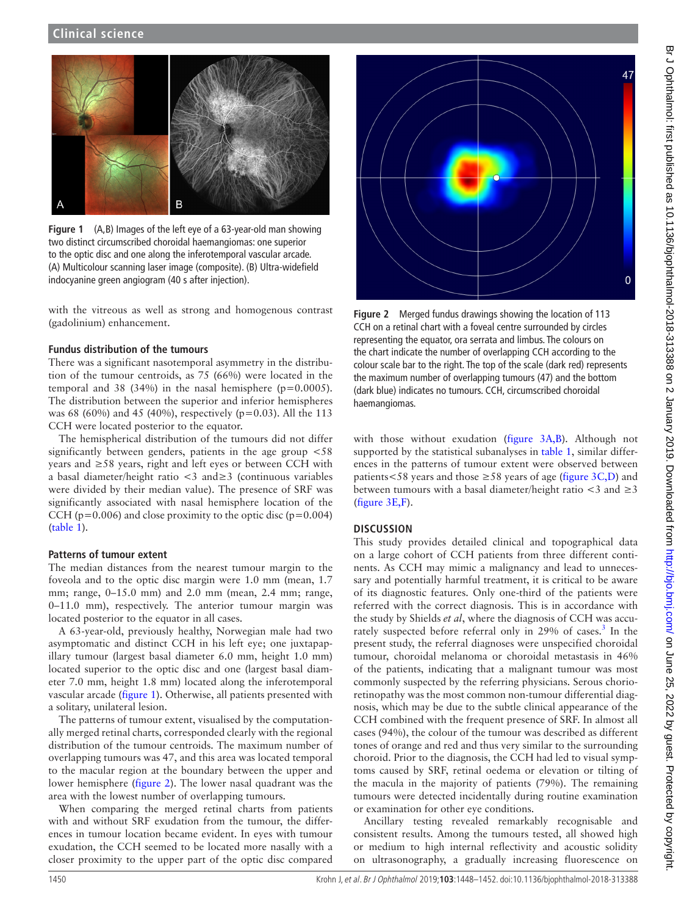Figure 1 (A,B) Images of the left eye of a 63-year-old man showing two distinct circumscribed choroidal haemangiomas: one superior to the optic disc and one along the inferotemporal vascular arcade. (A) Multicolour scanning laser image (composite). (B) Ultra-widefield indocyanine green angiogram (40 s after injection).

with the vitreous as well as strong and homogenous contrast (gadolinium) enhancement.

### Fundus distribution of the tumours

There was a significant nasotemporal asymmetry in the distribution of the tumour centroids, as 75 (66%) were located in the temporal and 38 (34%) in the nasal hemisphere (p=0.0005). The distribution between the superior and inferior hemispheres was 68 (60%) and 45 (40%), respectively (p=0.03). All the 113 CCH were located posterior to the equator.

The hemispherical distribution of the tumours did not differ significantly between genders, patients in the age group <58 years and ≥58 years, right and left eyes or between CCH with a basal diameter/height ratio <3 and≥3 (continuous variables were divided by their median value). The presence of SRF was significantly associated with nasal hemisphere location of the CCH (p=0.006) and close proximity to the optic disc (p=0.004) (table 1).

### Patterns of tumour extent

The median distances from the nearest tumour margin to the foveola and to the optic disc margin were 1.0 mm (mean, 1.7 mm; range, 0–15.0 mm) and 2.0 mm (mean, 2.4 mm; range, 0–11.0 mm), respectively. The anterior tumour margin was located posterior to the equator in all cases.

A 63-year-old, previously healthy, Norwegian male had two asymptomatic and distinct CCH in his left eye; one juxtapapillary tumour (largest basal diameter 6.0 mm, height 1.0 mm) located superior to the optic disc and one (largest basal diameter 7.0 mm, height 1.8 mm) located along the inferotemporal vascular arcade (figure 1). Otherwise, all patients presented with a solitary, unilateral lesion.

The patterns of tumour extent, visualised by the computationally merged retinal charts, corresponded clearly with the regional distribution of the tumour centroids. The maximum number of overlapping tumours was 47, and this area was located temporal to the macular region at the boundary between the upper and lower hemisphere (figure 2). The lower nasal quadrant was the area with the lowest number of overlapping tumours.

When comparing the merged retinal charts from patients with and without SRF exudation from the tumour, the differences in tumour location became evident. In eyes with tumour exudation, the CCH seemed to be located more nasally with a closer proximity to the upper part of the optic disc compared

Figure 2 Merged fundus drawings showing the location of 113 CCH on a retinal chart with a foveal centre surrounded by circles representing the equator, ora serrata and limbus. The colours on the chart indicate the number of overlapping CCH according to the colour scale bar to the right. The top of the scale (dark red) represents the maximum number of overlapping tumours (47) and the bottom (dark blue) indicates no tumours. CCH, circumscribed choroidal haemangiomas.

with those without exudation (figure 3A,B). Although not supported by the statistical subanalyses in table 1, similar differences in the patterns of tumour extent were observed between patients<58 years and those ≥58 years of age (figure 3C,D) and between tumours with a basal diameter/height ratio <3 and ≥3 (figure 3E,F).

## DISCUSSION

This study provides detailed clinical and topographical data on a large cohort of CCH patients from three different continents. As CCH may mimic a malignancy and lead to unnecessary and potentially harmful treatment, it is critical to be aware of its diagnostic features. Only one-third of the patients were referred with the correct diagnosis. This is in accordance with the study by Shields *et al*, where the diagnosis of CCH was accurately suspected before referral only in 29% of cases.[3] In the present study, the referral diagnoses were unspecified choroidal tumour, choroidal melanoma or choroidal metastasis in 46% of the patients, indicating that a malignant tumour was most commonly suspected by the referring physicians. Serous chorioretinopathy was the most common non-tumour differential diagnosis, which may be due to the subtle clinical appearance of the CCH combined with the frequent presence of SRF. In almost all cases (94%), the colour of the tumour was described as different tones of orange and red and thus very similar to the surrounding choroid. Prior to the diagnosis, the CCH had led to visual symptoms caused by SRF, retinal oedema or elevation or tilting of the macula in the majority of patients (79%). The remaining tumours were detected incidentally during routine examination or examination for other eye conditions.

Ancillary testing revealed remarkably recognisable and consistent results. Among the tumours tested, all showed high or medium to high internal reflectivity and acoustic solidity on ultrasonography, a gradually increasing fluorescence on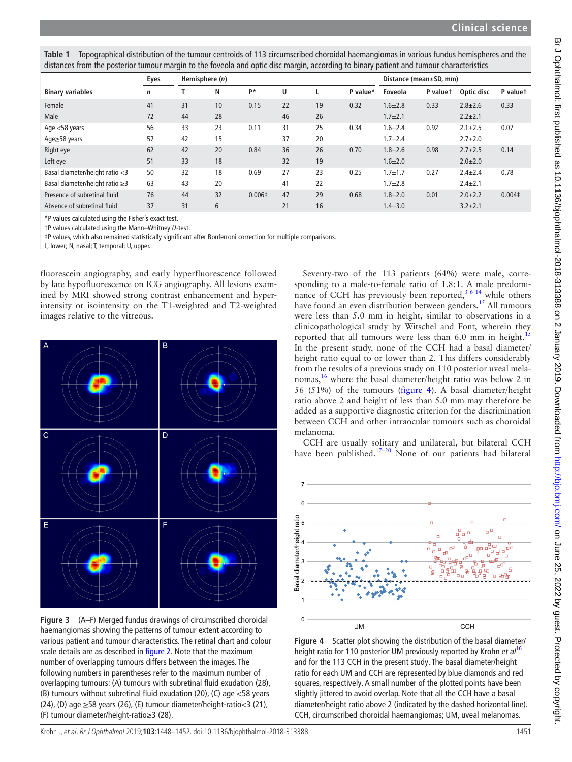**Table 1** Topographical distribution of the tumour centroids of 113 circumscribed choroidal haemangiomas in various fundus hemispheres and the distances from the posterior tumour margin to the foveola and optic disc margin, according to binary patient and tumour characteristics

| | Eyes | Hemisphere (*n*) | | | | | | Distance (mean±SD, mm) | | | |
|---|---|---|---|---|---|---|---|---|---|---|---|
| **Binary variables** | ***n*** | **T** | **N** | **P*** | **U** | **L** | **P value*** | **Foveola** | **P value†** | **Optic disc** | **P value†** |
| Female | 41 | 31 | 10 | 0.15 | 22 | 19 | 0.32 | 1.6±2.8 | 0.33 | 2.8±2.6 | 0.33 |
| Male | 72 | 44 | 28 | | 46 | 26 | | 1.7±2.1 | | 2.2±2.1 | |
| Age <58 years | 56 | 33 | 23 | 0.11 | 31 | 25 | 0.34 | 1.6±2.4 | 0.92 | 2.1±2.5 | 0.07 |
| Age≥58 years | 57 | 42 | 15 | | 37 | 20 | | 1.7±2.4 | | 2.7±2.0 | |
| Right eye | 62 | 42 | 20 | 0.84 | 36 | 26 | 0.70 | 1.8±2.6 | 0.98 | 2.7±2.5 | 0.14 |
| Left eye | 51 | 33 | 18 | | 32 | 19 | | 1.6±2.0 | | 2.0±2.0 | |
| Basal diameter/height ratio <3 | 50 | 32 | 18 | 0.69 | 27 | 23 | 0.25 | 1.7±1.7 | 0.27 | 2.4±2.4 | 0.78 |
| Basal diameter/height ratio ≥3 | 63 | 43 | 20 | | 41 | 22 | | 1.7±2.8 | | 2.4±2.1 | |
| Presence of subretinal fluid | 76 | 44 | 32 | 0.006‡ | 47 | 29 | 0.68 | 1.8±2.0 | 0.01 | 2.0±2.2 | 0.004‡ |
| Absence of subretinal fluid | 37 | 31 | 6 | | 21 | 16 | | 1.4±3.0 | | 3.2±2.1 | |

*P values calculated using the Fisher's exact test.
†P values calculated using the Mann–Whitney *U*-test.
‡P values, which also remained statistically significant after Bonferroni correction for multiple comparisons.
L, lower; N, nasal; T, temporal; U, upper.

fluorescein angiography, and early hyperfluorescence followed by late hypofluorescence on ICG angiography. All lesions examined by MRI showed strong contrast enhancement and hyperintensity or isointensity on the T1-weighted and T2-weighted images relative to the vitreous.

**Figure 3** (A–F) Merged fundus drawings of circumscribed choroidal haemangiomas showing the patterns of tumour extent according to various patient and tumour characteristics. The retinal chart and colour scale details are as described in figure 2. Note that the maximum number of overlapping tumours differs between the images. The following numbers in parentheses refer to the maximum number of overlapping tumours: (A) tumours with subretinal fluid exudation (28), (B) tumours without subretinal fluid exudation (20), (C) age <58 years (24), (D) age ≥58 years (26), (E) tumour diameter/height-ratio<3 (21), (F) tumour diameter/height-ratio≥3 (28).

Seventy-two of the 113 patients (64%) were male, corresponding to a male-to-female ratio of 1.8:1. A male predominance of CCH has previously been reported,[3 6 14] while others have found an even distribution between genders.[15] All tumours were less than 5.0 mm in height, similar to observations in a clinicopathological study by Witschel and Font, wherein they reported that all tumours were less than 6.0 mm in height.[15] In the present study, none of the CCH had a basal diameter/height ratio equal to or lower than 2. This differs considerably from the results of a previous study on 110 posterior uveal melanomas,[16] where the basal diameter/height ratio was below 2 in 56 (51%) of the tumours (figure 4). A basal diameter/height ratio above 2 and height of less than 5.0 mm may therefore be added as a supportive diagnostic criterion for the discrimination between CCH and other intraocular tumours such as choroidal melanoma.

CCH are usually solitary and unilateral, but bilateral CCH have been published.[17–20] None of our patients had bilateral

**Figure 4** Scatter plot showing the distribution of the basal diameter/height ratio for 110 posterior UM previously reported by Krohn *et al*[16] and for the 113 CCH in the present study. The basal diameter/height ratio for each UM and CCH are represented by blue diamonds and red squares, respectively. A small number of the plotted points have been slightly jittered to avoid overlap. Note that all the CCH have a basal diameter/height ratio above 2 (indicated by the dashed horizontal line). CCH, circumscribed choroidal haemangiomas; UM, uveal melanomas.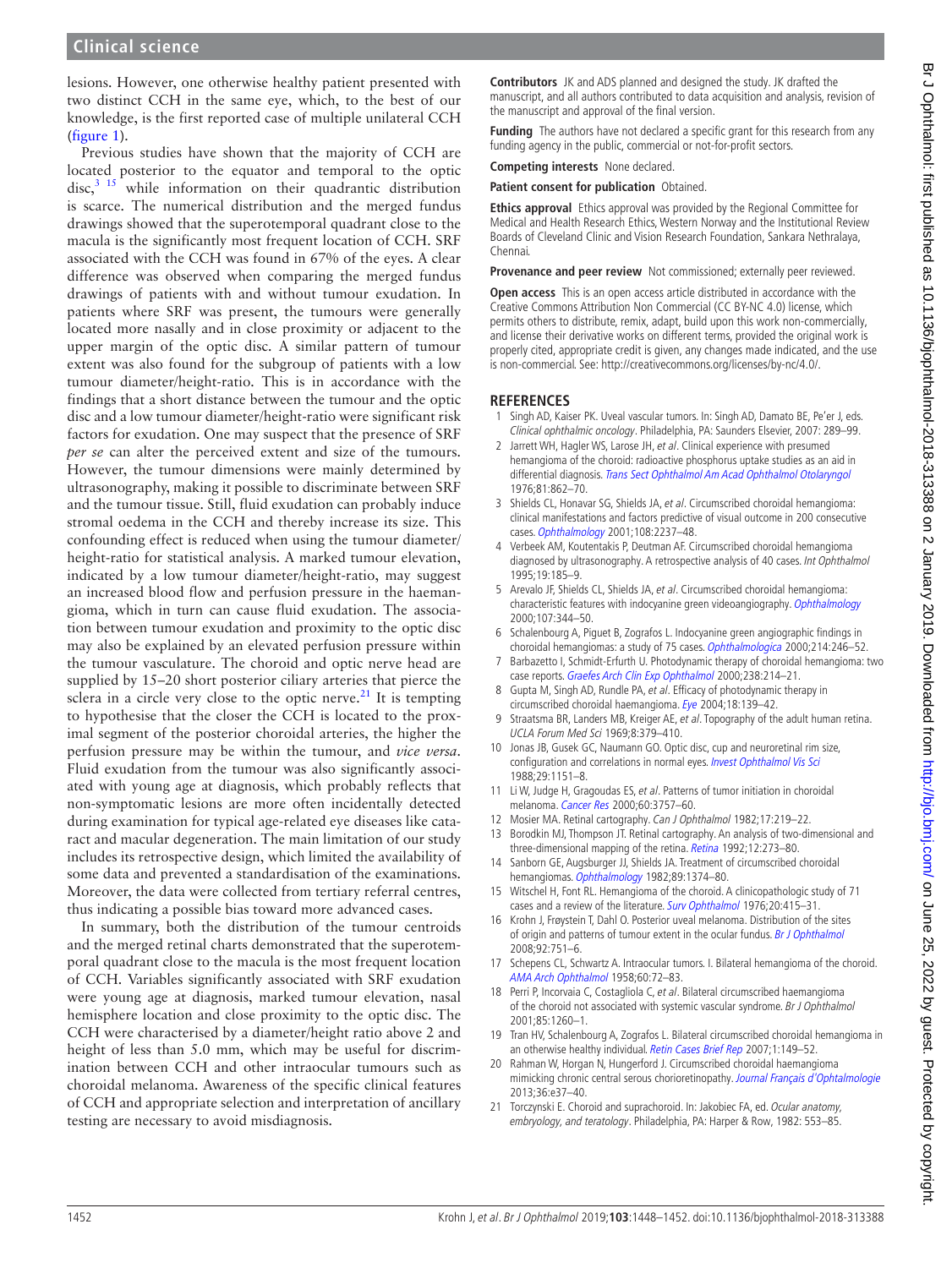lesions. However, one otherwise healthy patient presented with two distinct CCH in the same eye, which, to the best of our knowledge, is the first reported case of multiple unilateral CCH (figure 1).

Previous studies have shown that the majority of CCH are located posterior to the equator and temporal to the optic disc,[3 15] while information on their quadrantic distribution is scarce. The numerical distribution and the merged fundus drawings showed that the superotemporal quadrant close to the macula is the significantly most frequent location of CCH. SRF associated with the CCH was found in 67% of the eyes. A clear difference was observed when comparing the merged fundus drawings of patients with and without tumour exudation. In patients where SRF was present, the tumours were generally located more nasally and in close proximity or adjacent to the upper margin of the optic disc. A similar pattern of tumour extent was also found for the subgroup of patients with a low tumour diameter/height-ratio. This is in accordance with the findings that a short distance between the tumour and the optic disc and a low tumour diameter/height-ratio were significant risk factors for exudation. One may suspect that the presence of SRF *per se* can alter the perceived extent and size of the tumours. However, the tumour dimensions were mainly determined by ultrasonography, making it possible to discriminate between SRF and the tumour tissue. Still, fluid exudation can probably induce stromal oedema in the CCH and thereby increase its size. This confounding effect is reduced when using the tumour diameter/height-ratio for statistical analysis. A marked tumour elevation, indicated by a low tumour diameter/height-ratio, may suggest an increased blood flow and perfusion pressure in the haemangioma, which in turn can cause fluid exudation. The association between tumour exudation and proximity to the optic disc may also be explained by an elevated perfusion pressure within the tumour vasculature. The choroid and optic nerve head are supplied by 15–20 short posterior ciliary arteries that pierce the sclera in a circle very close to the optic nerve.[21] It is tempting to hypothesise that the closer the CCH is located to the proximal segment of the posterior choroidal arteries, the higher the perfusion pressure may be within the tumour, and *vice versa*. Fluid exudation from the tumour was also significantly associated with young age at diagnosis, which probably reflects that non-symptomatic lesions are more often incidentally detected during examination for typical age-related eye diseases like cataract and macular degeneration. The main limitation of our study includes its retrospective design, which limited the availability of some data and prevented a standardisation of the examinations. Moreover, the data were collected from tertiary referral centres, thus indicating a possible bias toward more advanced cases.

In summary, both the distribution of the tumour centroids and the merged retinal charts demonstrated that the superotemporal quadrant close to the macula is the most frequent location of CCH. Variables significantly associated with SRF exudation were young age at diagnosis, marked tumour elevation, nasal hemisphere location and close proximity to the optic disc. The CCH were characterised by a diameter/height ratio above 2 and height of less than 5.0 mm, which may be useful for discrimination between CCH and other intraocular tumours such as choroidal melanoma. Awareness of the specific clinical features of CCH and appropriate selection and interpretation of ancillary testing are necessary to avoid misdiagnosis.

**Contributors** JK and ADS planned and designed the study. JK drafted the manuscript, and all authors contributed to data acquisition and analysis, revision of the manuscript and approval of the final version.

**Funding** The authors have not declared a specific grant for this research from any funding agency in the public, commercial or not-for-profit sectors.

**Competing interests** None declared.

**Patient consent for publication** Obtained.

**Ethics approval** Ethics approval was provided by the Regional Committee for Medical and Health Research Ethics, Western Norway and the Institutional Review Boards of Cleveland Clinic and Vision Research Foundation, Sankara Nethralaya, Chennai.

**Provenance and peer review** Not commissioned; externally peer reviewed.

**Open access** This is an open access article distributed in accordance with the Creative Commons Attribution Non Commercial (CC BY-NC 4.0) license, which permits others to distribute, remix, adapt, build upon this work non-commercially, and license their derivative works on different terms, provided the original work is properly cited, appropriate credit is given, any changes made indicated, and the use is non-commercial. See: http://creativecommons.org/licenses/by-nc/4.0/.

## REFERENCES

1. Singh AD, Kaiser PK. Uveal vascular tumors. In: Singh AD, Damato BE, Pe'er J, eds. *Clinical ophthalmic oncology*. Philadelphia, PA: Saunders Elsevier, 2007: 289–99.
2. Jarrett WH, Hagler WS, Larose JH, *et al*. Clinical experience with presumed hemangioma of the choroid: radioactive phosphorus uptake studies as an aid in differential diagnosis. *Trans Sect Ophthalmol Am Acad Ophthalmol Otolaryngol* 1976;81:862–70.
3. Shields CL, Honavar SG, Shields JA, *et al*. Circumscribed choroidal hemangioma: clinical manifestations and factors predictive of visual outcome in 200 consecutive cases. *Ophthalmology* 2001;108:2237–48.
4. Verbeek AM, Koutentakis P, Deutman AF. Circumscribed choroidal hemangioma diagnosed by ultrasonography. A retrospective analysis of 40 cases. *Int Ophthalmol* 1995;19:185–9.
5. Arevalo JF, Shields CL, Shields JA, *et al*. Circumscribed choroidal hemangioma: characteristic features with indocyanine green videoangiography. *Ophthalmology* 2000;107:344–50.
6. Schalenbourg A, Piguet B, Zografos L. Indocyanine green angiographic findings in choroidal hemangiomas: a study of 75 cases. *Ophthalmologica* 2000;214:246–52.
7. Barbazetto I, Schmidt-Erfurth U. Photodynamic therapy of choroidal hemangioma: two case reports. *Graefes Arch Clin Exp Ophthalmol* 2000;238:214–21.
8. Gupta M, Singh AD, Rundle PA, *et al*. Efficacy of photodynamic therapy in circumscribed choroidal haemangioma. *Eye* 2004;18:139–42.
9. Straatsma BR, Landers MB, Kreiger AE, *et al*. Topography of the adult human retina. *UCLA Forum Med Sci* 1969;8:379–410.
10. Jonas JB, Gusek GC, Naumann GO. Optic disc, cup and neuroretinal rim size, configuration and correlations in normal eyes. *Invest Ophthalmol Vis Sci* 1988;29:1151–8.
11. Li W, Judge H, Gragoudas ES, *et al*. Patterns of tumor initiation in choroidal melanoma. *Cancer Res* 2000;60:3757–60.
12. Mosier MA. Retinal cartography. *Can J Ophthalmol* 1982;17:219–22.
13. Borodkin MJ, Thompson JT. Retinal cartography. An analysis of two-dimensional and three-dimensional mapping of the retina. *Retina* 1992;12:273–80.
14. Sanborn GE, Augsburger JJ, Shields JA. Treatment of circumscribed choroidal hemangiomas. *Ophthalmology* 1982;89:1374–80.
15. Witschel H, Font RL. Hemangioma of the choroid. A clinicopathologic study of 71 cases and a review of the literature. *Surv Ophthalmol* 1976;20:415–31.
16. Krohn J, Frøystein T, Dahl O. Posterior uveal melanoma. Distribution of the sites of origin and patterns of tumour extent in the ocular fundus. *Br J Ophthalmol* 2008;92:751–6.
17. Schepens CL, Schwartz A. Intraocular tumors. I. Bilateral hemangioma of the choroid. *AMA Arch Ophthalmol* 1958;60:72–83.
18. Perri P, Incorvaia C, Costagliola C, *et al*. Bilateral circumscribed haemangioma of the choroid not associated with systemic vascular syndrome. *Br J Ophthalmol* 2001;85:1260–1.
19. Tran HV, Schalenbourg A, Zografos L. Bilateral circumscribed choroidal hemangioma in an otherwise healthy individual. *Retin Cases Brief Rep* 2007;1:149–52.
20. Rahman W, Horgan N, Hungerford J. Circumscribed choroidal haemangioma mimicking chronic central serous chorioretinopathy. *Journal Français d'Ophtalmologie* 2013;36:e37–40.
21. Torczynski E. Choroid and suprachoroid. In: Jakobiec FA, ed. *Ocular anatomy, embryology, and teratology*. Philadelphia, PA: Harper & Row, 1982: 553–85.